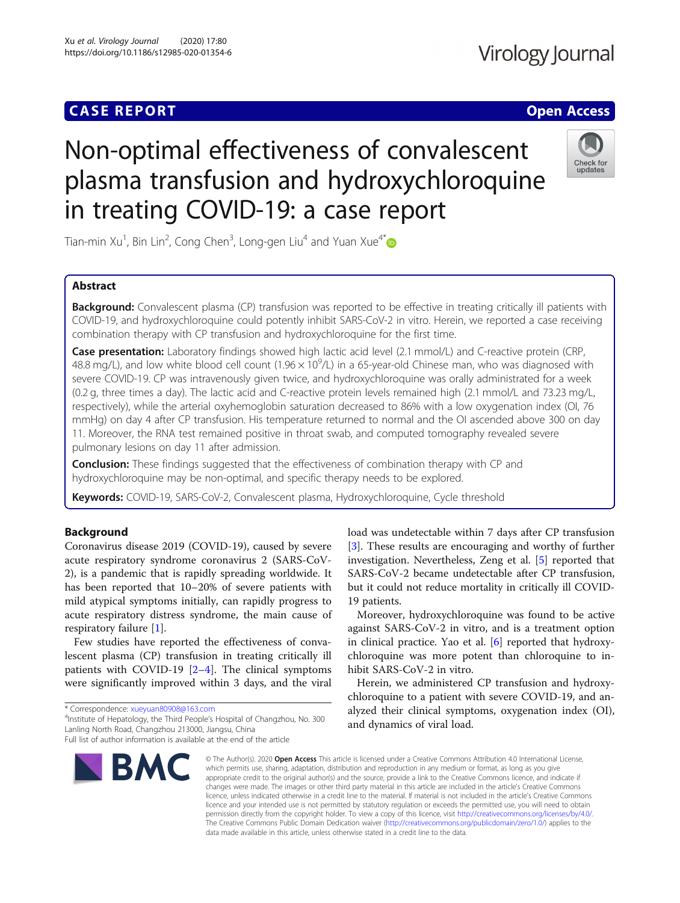CASE REPORT

Open Access

# Non-optimal effectiveness of convalescent plasma transfusion and hydroxychloroquine in treating COVID-19: a case report

Tian-min Xu[1], Bin Lin[2], Cong Chen[3], Long-gen Liu[4] and Yuan Xue[4*]

## Abstract

**Background:** Convalescent plasma (CP) transfusion was reported to be effective in treating critically ill patients with COVID-19, and hydroxychloroquine could potently inhibit SARS-CoV-2 in vitro. Herein, we reported a case receiving combination therapy with CP transfusion and hydroxychloroquine for the first time.

**Case presentation:** Laboratory findings showed high lactic acid level (2.1 mmol/L) and C-reactive protein (CRP, 48.8 mg/L), and low white blood cell count ($1.96 \times 10^9$/L) in a 65-year-old Chinese man, who was diagnosed with severe COVID-19. CP was intravenously given twice, and hydroxychloroquine was orally administrated for a week (0.2 g, three times a day). The lactic acid and C-reactive protein levels remained high (2.1 mmol/L and 73.23 mg/L, respectively), while the arterial oxyhemoglobin saturation decreased to 86% with a low oxygenation index (OI, 76 mmHg) on day 4 after CP transfusion. His temperature returned to normal and the OI ascended above 300 on day 11. Moreover, the RNA test remained positive in throat swab, and computed tomography revealed severe pulmonary lesions on day 11 after admission.

**Conclusion:** These findings suggested that the effectiveness of combination therapy with CP and hydroxychloroquine may be non-optimal, and specific therapy needs to be explored.

**Keywords:** COVID-19, SARS-CoV-2, Convalescent plasma, Hydroxychloroquine, Cycle threshold

## Background

Coronavirus disease 2019 (COVID-19), caused by severe acute respiratory syndrome coronavirus 2 (SARS-CoV-2), is a pandemic that is rapidly spreading worldwide. It has been reported that 10–20% of severe patients with mild atypical symptoms initially, can rapidly progress to acute respiratory distress syndrome, the main cause of respiratory failure [1].

Few studies have reported the effectiveness of convalescent plasma (CP) transfusion in treating critically ill patients with COVID-19 [2–4]. The clinical symptoms were significantly improved within 3 days, and the viral load was undetectable within 7 days after CP transfusion [3]. These results are encouraging and worthy of further investigation. Nevertheless, Zeng et al. [5] reported that SARS-CoV-2 became undetectable after CP transfusion, but it could not reduce mortality in critically ill COVID-19 patients.

Moreover, hydroxychloroquine was found to be active against SARS-CoV-2 in vitro, and is a treatment option in clinical practice. Yao et al. [6] reported that hydroxychloroquine was more potent than chloroquine to inhibit SARS-CoV-2 in vitro.

Herein, we administered CP transfusion and hydroxychloroquine to a patient with severe COVID-19, and analyzed their clinical symptoms, oxygenation index (OI), and dynamics of viral load.

\* Correspondence: xueyuan80908@163.com
[4]Institute of Hepatology, the Third People's Hospital of Changzhou, No. 300 Lanling North Road, Changzhou 213000, Jiangsu, China
Full list of author information is available at the end of the article

© The Author(s). 2020 **Open Access** This article is licensed under a Creative Commons Attribution 4.0 International License, which permits use, sharing, adaptation, distribution and reproduction in any medium or format, as long as you give appropriate credit to the original author(s) and the source, provide a link to the Creative Commons licence, and indicate if changes were made. The images or other third party material in this article are included in the article's Creative Commons licence, unless indicated otherwise in a credit line to the material. If material is not included in the article's Creative Commons licence and your intended use is not permitted by statutory regulation or exceeds the permitted use, you will need to obtain permission directly from the copyright holder. To view a copy of this licence, visit http://creativecommons.org/licenses/by/4.0/. The Creative Commons Public Domain Dedication waiver (http://creativecommons.org/publicdomain/zero/1.0/) applies to the data made available in this article, unless otherwise stated in a credit line to the data.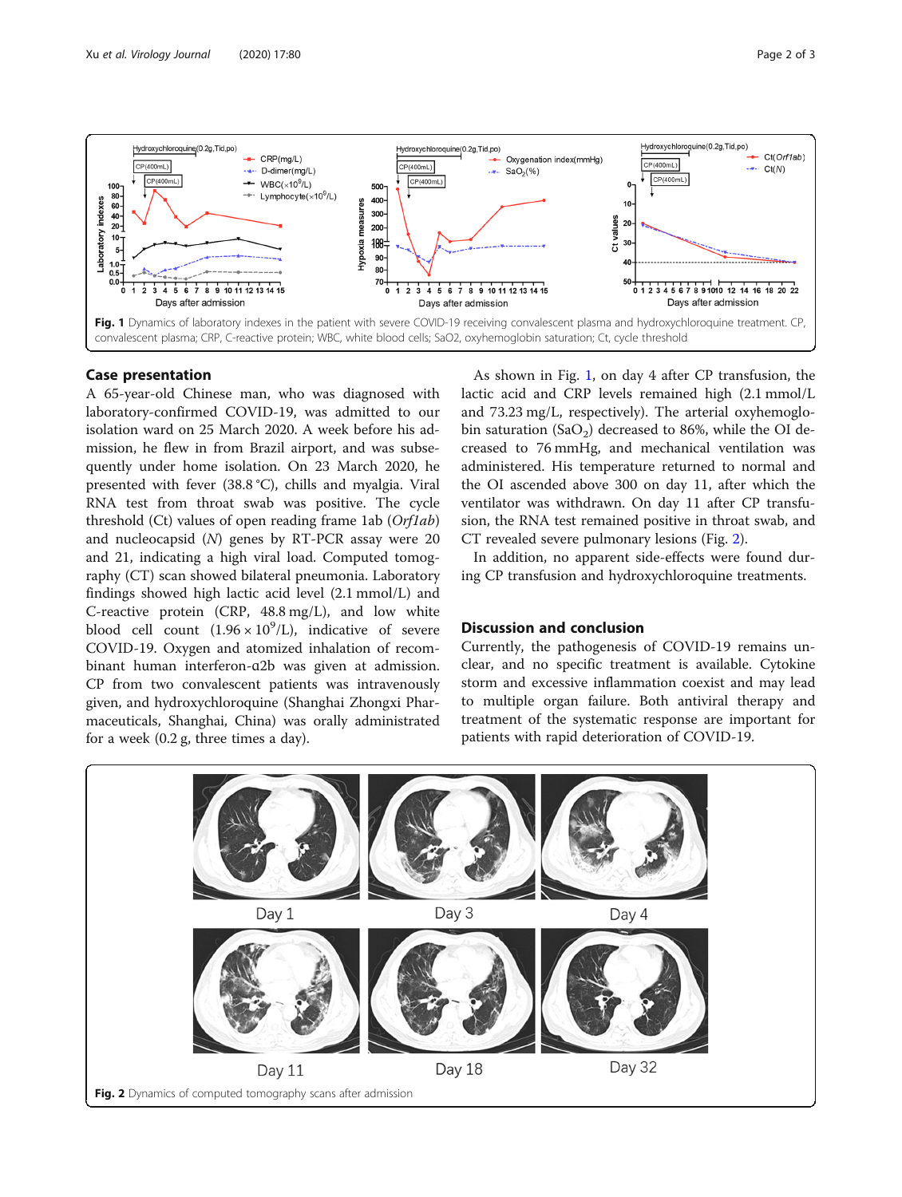Fig. 1 Dynamics of laboratory indexes in the patient with severe COVID-19 receiving convalescent plasma and hydroxychloroquine treatment. CP, convalescent plasma; CRP, C-reactive protein; WBC, white blood cells; SaO2, oxyhemoglobin saturation; Ct, cycle threshold

## Case presentation

A 65-year-old Chinese man, who was diagnosed with laboratory-confirmed COVID-19, was admitted to our isolation ward on 25 March 2020. A week before his admission, he flew in from Brazil airport, and was subsequently under home isolation. On 23 March 2020, he presented with fever (38.8 °C), chills and myalgia. Viral RNA test from throat swab was positive. The cycle threshold (Ct) values of open reading frame 1ab (*Orf1ab*) and nucleocapsid (*N*) genes by RT-PCR assay were 20 and 21, indicating a high viral load. Computed tomography (CT) scan showed bilateral pneumonia. Laboratory findings showed high lactic acid level (2.1 mmol/L) and C-reactive protein (CRP, 48.8 mg/L), and low white blood cell count ($1.96 \times 10^9$/L), indicative of severe COVID-19. Oxygen and atomized inhalation of recombinant human interferon-α2b was given at admission. CP from two convalescent patients was intravenously given, and hydroxychloroquine (Shanghai Zhongxi Pharmaceuticals, Shanghai, China) was orally administrated for a week (0.2 g, three times a day).

As shown in Fig. 1, on day 4 after CP transfusion, the lactic acid and CRP levels remained high (2.1 mmol/L and 73.23 mg/L, respectively). The arterial oxyhemoglobin saturation ($SaO_2$) decreased to 86%, while the OI decreased to 76 mmHg, and mechanical ventilation was administered. His temperature returned to normal and the OI ascended above 300 on day 11, after which the ventilator was withdrawn. On day 11 after CP transfusion, the RNA test remained positive in throat swab, and CT revealed severe pulmonary lesions (Fig. 2).

In addition, no apparent side-effects were found during CP transfusion and hydroxychloroquine treatments.

## Discussion and conclusion

Currently, the pathogenesis of COVID-19 remains unclear, and no specific treatment is available. Cytokine storm and excessive inflammation coexist and may lead to multiple organ failure. Both antiviral therapy and treatment of the systematic response are important for patients with rapid deterioration of COVID-19.

Fig. 2 Dynamics of computed tomography scans after admission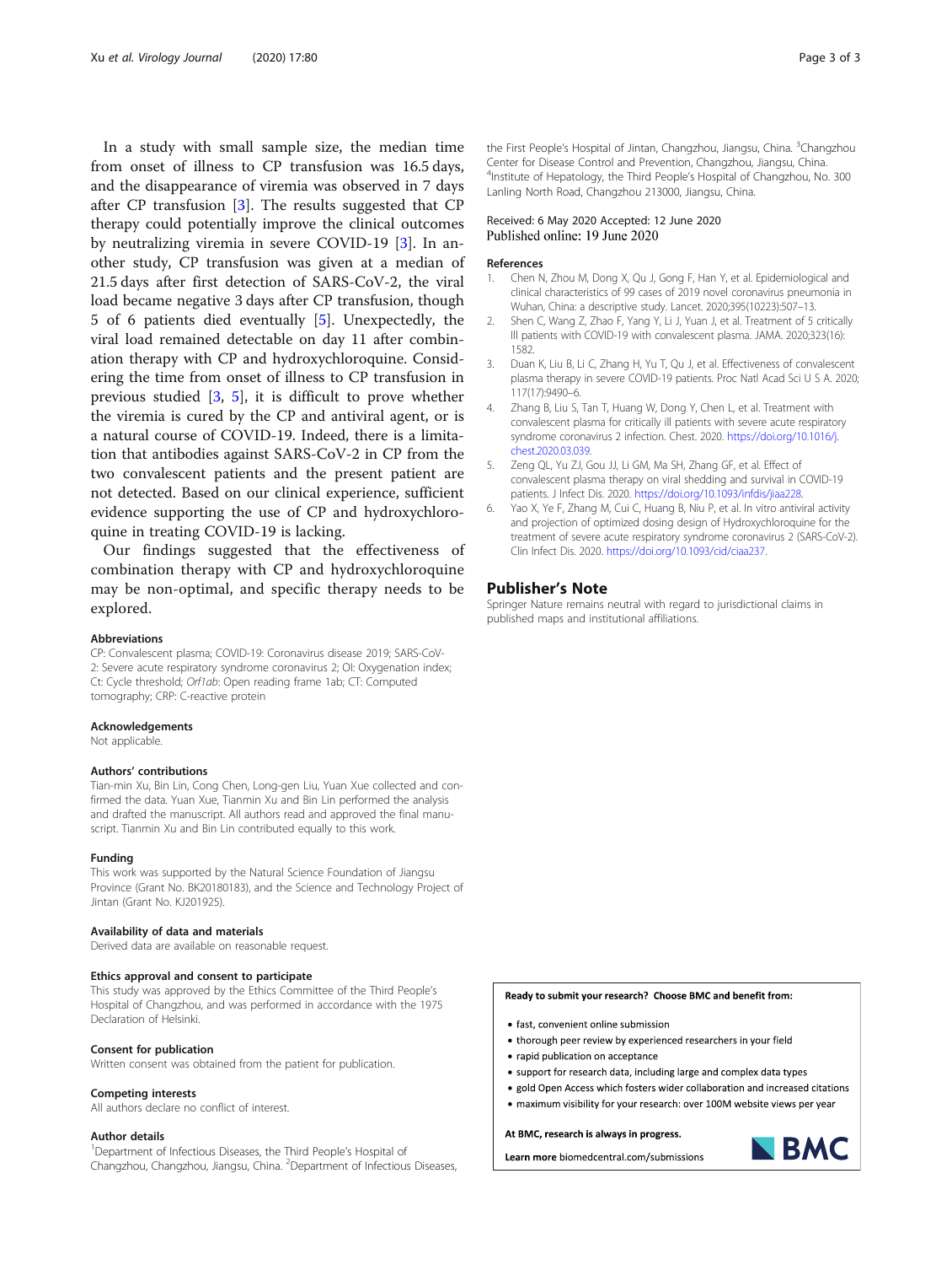In a study with small sample size, the median time from onset of illness to CP transfusion was 16.5 days, and the disappearance of viremia was observed in 7 days after CP transfusion [3]. The results suggested that CP therapy could potentially improve the clinical outcomes by neutralizing viremia in severe COVID-19 [3]. In another study, CP transfusion was given at a median of 21.5 days after first detection of SARS-CoV-2, the viral load became negative 3 days after CP transfusion, though 5 of 6 patients died eventually [5]. Unexpectedly, the viral load remained detectable on day 11 after combination therapy with CP and hydroxychloroquine. Considering the time from onset of illness to CP transfusion in previous studied [3, 5], it is difficult to prove whether the viremia is cured by the CP and antiviral agent, or is a natural course of COVID-19. Indeed, there is a limitation that antibodies against SARS-CoV-2 in CP from the two convalescent patients and the present patient are not detected. Based on our clinical experience, sufficient evidence supporting the use of CP and hydroxychloroquine in treating COVID-19 is lacking.

Our findings suggested that the effectiveness of combination therapy with CP and hydroxychloroquine may be non-optimal, and specific therapy needs to be explored.

### Abbreviations

CP: Convalescent plasma; COVID-19: Coronavirus disease 2019; SARS-CoV-2: Severe acute respiratory syndrome coronavirus 2; OI: Oxygenation index; Ct: Cycle threshold; *Orf1ab*: Open reading frame 1ab; CT: Computed tomography; CRP: C-reactive protein

### Acknowledgements

Not applicable.

### Authors' contributions

Tian-min Xu, Bin Lin, Cong Chen, Long-gen Liu, Yuan Xue collected and confirmed the data. Yuan Xue, Tianmin Xu and Bin Lin performed the analysis and drafted the manuscript. All authors read and approved the final manuscript. Tianmin Xu and Bin Lin contributed equally to this work.

### Funding

This work was supported by the Natural Science Foundation of Jiangsu Province (Grant No. BK20180183), and the Science and Technology Project of Jintan (Grant No. KJ201925).

### Availability of data and materials

Derived data are available on reasonable request.

### Ethics approval and consent to participate

This study was approved by the Ethics Committee of the Third People's Hospital of Changzhou, and was performed in accordance with the 1975 Declaration of Helsinki.

### Consent for publication

Written consent was obtained from the patient for publication.

### Competing interests

All authors declare no conflict of interest.

### Author details

[1]Department of Infectious Diseases, the Third People's Hospital of Changzhou, Changzhou, Jiangsu, China. [2]Department of Infectious Diseases, the First People's Hospital of Jintan, Changzhou, Jiangsu, China. [3]Changzhou Center for Disease Control and Prevention, Changzhou, Jiangsu, China. [4]Institute of Hepatology, the Third People's Hospital of Changzhou, No. 300 Lanling North Road, Changzhou 213000, Jiangsu, China.

Received: 6 May 2020 Accepted: 12 June 2020
Published online: 19 June 2020

### References

1. Chen N, Zhou M, Dong X, Qu J, Gong F, Han Y, et al. Epidemiological and clinical characteristics of 99 cases of 2019 novel coronavirus pneumonia in Wuhan, China: a descriptive study. Lancet. 2020;395(10223):507–13.
2. Shen C, Wang Z, Zhao F, Yang Y, Li J, Yuan J, et al. Treatment of 5 critically Ill patients with COVID-19 with convalescent plasma. JAMA. 2020;323(16):1582.
3. Duan K, Liu B, Li C, Zhang H, Yu T, Qu J, et al. Effectiveness of convalescent plasma therapy in severe COVID-19 patients. Proc Natl Acad Sci U S A. 2020;117(17):9490–6.
4. Zhang B, Liu S, Tan T, Huang W, Dong Y, Chen L, et al. Treatment with convalescent plasma for critically ill patients with severe acute respiratory syndrome coronavirus 2 infection. Chest. 2020. https://doi.org/10.1016/j.chest.2020.03.039.
5. Zeng QL, Yu ZJ, Gou JJ, Li GM, Ma SH, Zhang GF, et al. Effect of convalescent plasma therapy on viral shedding and survival in COVID-19 patients. J Infect Dis. 2020. https://doi.org/10.1093/infdis/jiaa228.
6. Yao X, Ye F, Zhang M, Cui C, Huang B, Niu P, et al. In vitro antiviral activity and projection of optimized dosing design of Hydroxychloroquine for the treatment of severe acute respiratory syndrome coronavirus 2 (SARS-CoV-2). Clin Infect Dis. 2020. https://doi.org/10.1093/cid/ciaa237.

## Publisher's Note

Springer Nature remains neutral with regard to jurisdictional claims in published maps and institutional affiliations.

**Ready to submit your research? Choose BMC and benefit from:**

- fast, convenient online submission
- thorough peer review by experienced researchers in your field
- rapid publication on acceptance
- support for research data, including large and complex data types
- gold Open Access which fosters wider collaboration and increased citations
- maximum visibility for your research: over 100M website views per year

**At BMC, research is always in progress.**

**Learn more** biomedcentral.com/submissions

BMC